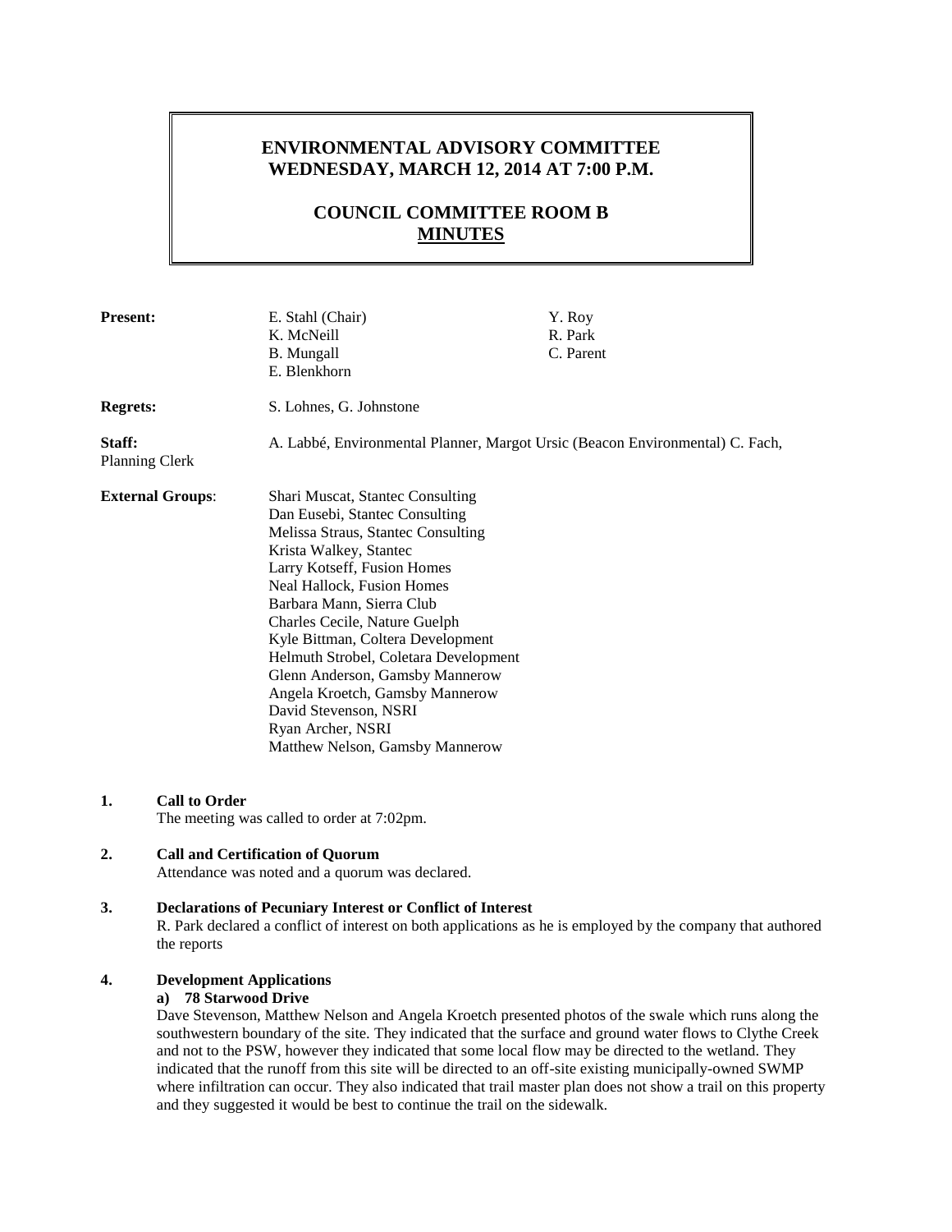# ENVIRONMENTAL ADVISORY COMMITTEE
# WEDNESDAY, MARCH 12, 2014 AT 7:00 P.M.

## COUNCIL COMMITTEE ROOM B
## MINUTES

**Present:** E. Stahl (Chair), K. McNeill, B. Mungall, E. Blenkhorn, Y. Roy, R. Park, C. Parent

**Regrets:** S. Lohnes, G. Johnstone

**Staff:** A. Labbé, Environmental Planner, Margot Ursic (Beacon Environmental) C. Fach, Planning Clerk

**External Groups**:
Shari Muscat, Stantec Consulting
Dan Eusebi, Stantec Consulting
Melissa Straus, Stantec Consulting
Krista Walkey, Stantec
Larry Kotseff, Fusion Homes
Neal Hallock, Fusion Homes
Barbara Mann, Sierra Club
Charles Cecile, Nature Guelph
Kyle Bittman, Coltera Development
Helmuth Strobel, Coletara Development
Glenn Anderson, Gamsby Mannerow
Angela Kroetch, Gamsby Mannerow
David Stevenson, NSRI
Ryan Archer, NSRI
Matthew Nelson, Gamsby Mannerow

**1. Call to Order**

The meeting was called to order at 7:02pm.

**2. Call and Certification of Quorum**

Attendance was noted and a quorum was declared.

**3. Declarations of Pecuniary Interest or Conflict of Interest**

R. Park declared a conflict of interest on both applications as he is employed by the company that authored the reports

**4. Development Applications**

**a) 78 Starwood Drive**

Dave Stevenson, Matthew Nelson and Angela Kroetch presented photos of the swale which runs along the southwestern boundary of the site. They indicated that the surface and ground water flows to Clythe Creek and not to the PSW, however they indicated that some local flow may be directed to the wetland. They indicated that the runoff from this site will be directed to an off-site existing municipally-owned SWMP where infiltration can occur. They also indicated that trail master plan does not show a trail on this property and they suggested it would be best to continue the trail on the sidewalk.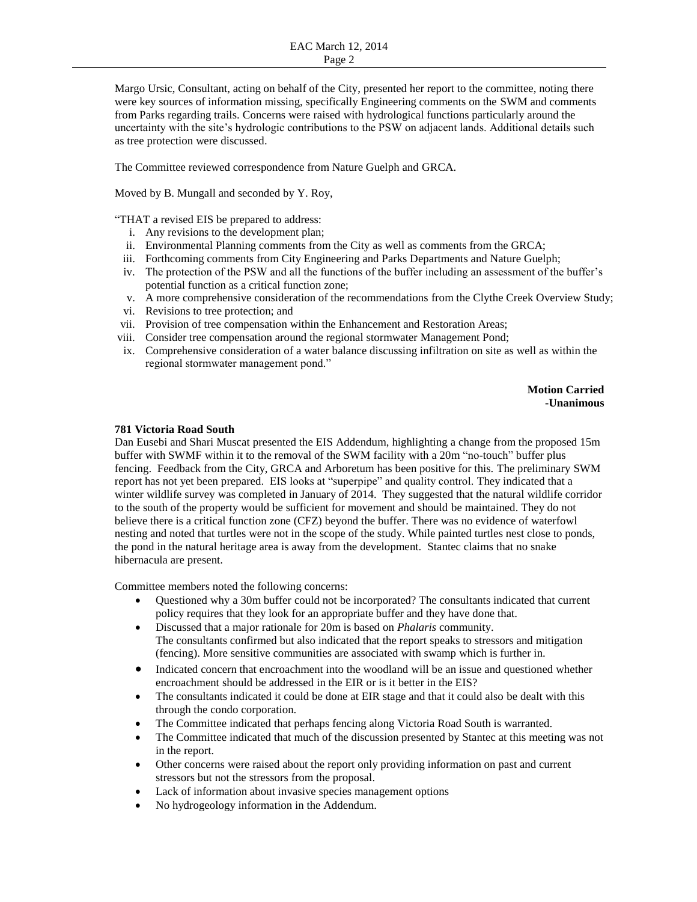Margo Ursic, Consultant, acting on behalf of the City, presented her report to the committee, noting there were key sources of information missing, specifically Engineering comments on the SWM and comments from Parks regarding trails. Concerns were raised with hydrological functions particularly around the uncertainty with the site's hydrologic contributions to the PSW on adjacent lands. Additional details such as tree protection were discussed.

The Committee reviewed correspondence from Nature Guelph and GRCA.

Moved by B. Mungall and seconded by Y. Roy,

"THAT a revised EIS be prepared to address:

i. Any revisions to the development plan;
ii. Environmental Planning comments from the City as well as comments from the GRCA;
iii. Forthcoming comments from City Engineering and Parks Departments and Nature Guelph;
iv. The protection of the PSW and all the functions of the buffer including an assessment of the buffer's potential function as a critical function zone;
v. A more comprehensive consideration of the recommendations from the Clythe Creek Overview Study;
vi. Revisions to tree protection; and
vii. Provision of tree compensation within the Enhancement and Restoration Areas;
viii. Consider tree compensation around the regional stormwater Management Pond;
ix. Comprehensive consideration of a water balance discussing infiltration on site as well as within the regional stormwater management pond."

**Motion Carried -Unanimous**

**781 Victoria Road South**

Dan Eusebi and Shari Muscat presented the EIS Addendum, highlighting a change from the proposed 15m buffer with SWMF within it to the removal of the SWM facility with a 20m "no-touch" buffer plus fencing. Feedback from the City, GRCA and Arboretum has been positive for this. The preliminary SWM report has not yet been prepared. EIS looks at "superpipe" and quality control. They indicated that a winter wildlife survey was completed in January of 2014. They suggested that the natural wildlife corridor to the south of the property would be sufficient for movement and should be maintained. They do not believe there is a critical function zone (CFZ) beyond the buffer. There was no evidence of waterfowl nesting and noted that turtles were not in the scope of the study. While painted turtles nest close to ponds, the pond in the natural heritage area is away from the development. Stantec claims that no snake hibernacula are present.

Committee members noted the following concerns:

- Questioned why a 30m buffer could not be incorporated? The consultants indicated that current policy requires that they look for an appropriate buffer and they have done that.
- Discussed that a major rationale for 20m is based on *Phalaris* community. The consultants confirmed but also indicated that the report speaks to stressors and mitigation (fencing). More sensitive communities are associated with swamp which is further in.
- Indicated concern that encroachment into the woodland will be an issue and questioned whether encroachment should be addressed in the EIR or is it better in the EIS?
- The consultants indicated it could be done at EIR stage and that it could also be dealt with this through the condo corporation.
- The Committee indicated that perhaps fencing along Victoria Road South is warranted.
- The Committee indicated that much of the discussion presented by Stantec at this meeting was not in the report.
- Other concerns were raised about the report only providing information on past and current stressors but not the stressors from the proposal.
- Lack of information about invasive species management options
- No hydrogeology information in the Addendum.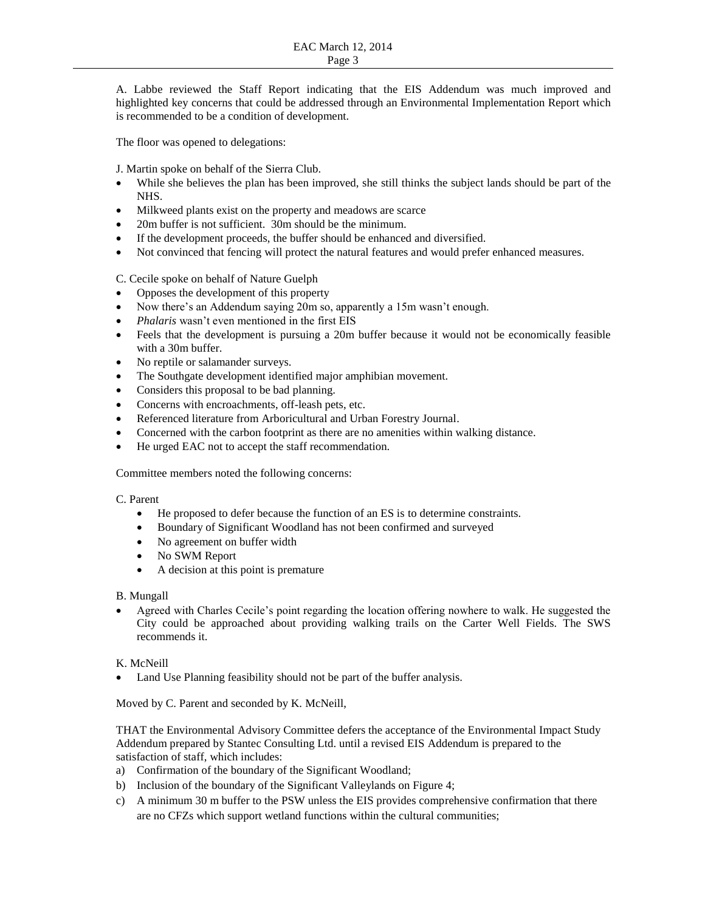A. Labbe reviewed the Staff Report indicating that the EIS Addendum was much improved and highlighted key concerns that could be addressed through an Environmental Implementation Report which is recommended to be a condition of development.

The floor was opened to delegations:

J. Martin spoke on behalf of the Sierra Club.

- While she believes the plan has been improved, she still thinks the subject lands should be part of the NHS.
- Milkweed plants exist on the property and meadows are scarce
- 20m buffer is not sufficient. 30m should be the minimum.
- If the development proceeds, the buffer should be enhanced and diversified.
- Not convinced that fencing will protect the natural features and would prefer enhanced measures.

C. Cecile spoke on behalf of Nature Guelph

- Opposes the development of this property
- Now there's an Addendum saying 20m so, apparently a 15m wasn't enough.
- *Phalaris* wasn't even mentioned in the first EIS
- Feels that the development is pursuing a 20m buffer because it would not be economically feasible with a 30m buffer.
- No reptile or salamander surveys.
- The Southgate development identified major amphibian movement.
- Considers this proposal to be bad planning.
- Concerns with encroachments, off-leash pets, etc.
- Referenced literature from Arboricultural and Urban Forestry Journal.
- Concerned with the carbon footprint as there are no amenities within walking distance.
- He urged EAC not to accept the staff recommendation.

Committee members noted the following concerns:

C. Parent

- He proposed to defer because the function of an ES is to determine constraints.
- Boundary of Significant Woodland has not been confirmed and surveyed
- No agreement on buffer width
- No SWM Report
- A decision at this point is premature

B. Mungall

- Agreed with Charles Cecile's point regarding the location offering nowhere to walk. He suggested the City could be approached about providing walking trails on the Carter Well Fields. The SWS recommends it.

K. McNeill

- Land Use Planning feasibility should not be part of the buffer analysis.

Moved by C. Parent and seconded by K. McNeill,

THAT the Environmental Advisory Committee defers the acceptance of the Environmental Impact Study Addendum prepared by Stantec Consulting Ltd. until a revised EIS Addendum is prepared to the satisfaction of staff, which includes:

a) Confirmation of the boundary of the Significant Woodland;
b) Inclusion of the boundary of the Significant Valleylands on Figure 4;
c) A minimum 30 m buffer to the PSW unless the EIS provides comprehensive confirmation that there are no CFZs which support wetland functions within the cultural communities;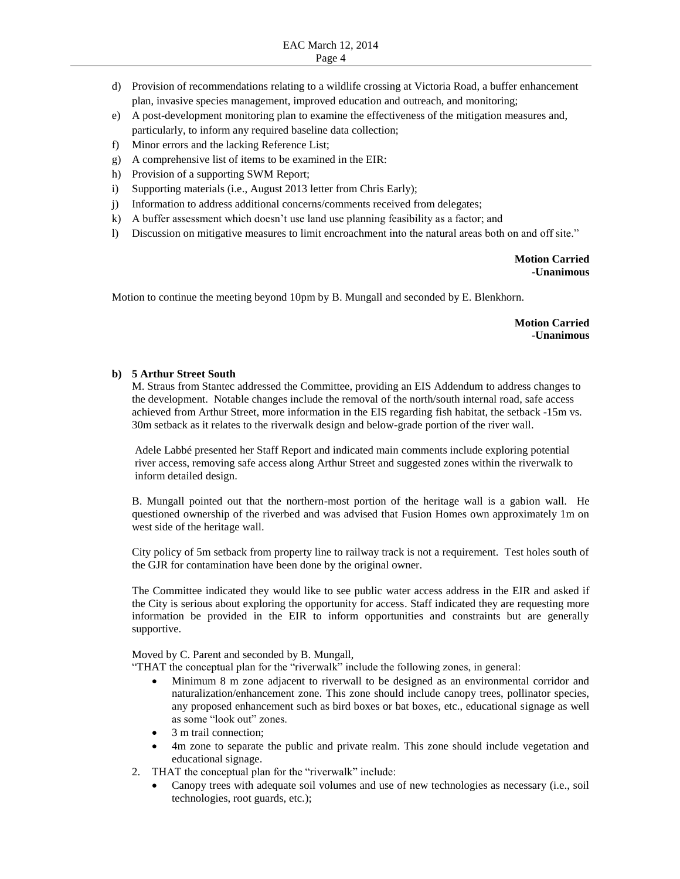d) Provision of recommendations relating to a wildlife crossing at Victoria Road, a buffer enhancement plan, invasive species management, improved education and outreach, and monitoring;
e) A post-development monitoring plan to examine the effectiveness of the mitigation measures and, particularly, to inform any required baseline data collection;
f) Minor errors and the lacking Reference List;
g) A comprehensive list of items to be examined in the EIR:
h) Provision of a supporting SWM Report;
i) Supporting materials (i.e., August 2013 letter from Chris Early);
j) Information to address additional concerns/comments received from delegates;
k) A buffer assessment which doesn't use land use planning feasibility as a factor; and
l) Discussion on mitigative measures to limit encroachment into the natural areas both on and off site."

**Motion Carried**
**-Unanimous**

Motion to continue the meeting beyond 10pm by B. Mungall and seconded by E. Blenkhorn.

**Motion Carried**
**-Unanimous**

**b) 5 Arthur Street South**

M. Straus from Stantec addressed the Committee, providing an EIS Addendum to address changes to the development. Notable changes include the removal of the north/south internal road, safe access achieved from Arthur Street, more information in the EIS regarding fish habitat, the setback -15m vs. 30m setback as it relates to the riverwalk design and below-grade portion of the river wall.

Adele Labbé presented her Staff Report and indicated main comments include exploring potential river access, removing safe access along Arthur Street and suggested zones within the riverwalk to inform detailed design.

B. Mungall pointed out that the northern-most portion of the heritage wall is a gabion wall. He questioned ownership of the riverbed and was advised that Fusion Homes own approximately 1m on west side of the heritage wall.

City policy of 5m setback from property line to railway track is not a requirement. Test holes south of the GJR for contamination have been done by the original owner.

The Committee indicated they would like to see public water access address in the EIR and asked if the City is serious about exploring the opportunity for access. Staff indicated they are requesting more information be provided in the EIR to inform opportunities and constraints but are generally supportive.

Moved by C. Parent and seconded by B. Mungall,

"THAT the conceptual plan for the "riverwalk" include the following zones, in general:

- Minimum 8 m zone adjacent to riverwall to be designed as an environmental corridor and naturalization/enhancement zone. This zone should include canopy trees, pollinator species, any proposed enhancement such as bird boxes or bat boxes, etc., educational signage as well as some "look out" zones.
- 3 m trail connection;
- 4m zone to separate the public and private realm. This zone should include vegetation and educational signage.

2. THAT the conceptual plan for the "riverwalk" include:
   - Canopy trees with adequate soil volumes and use of new technologies as necessary (i.e., soil technologies, root guards, etc.);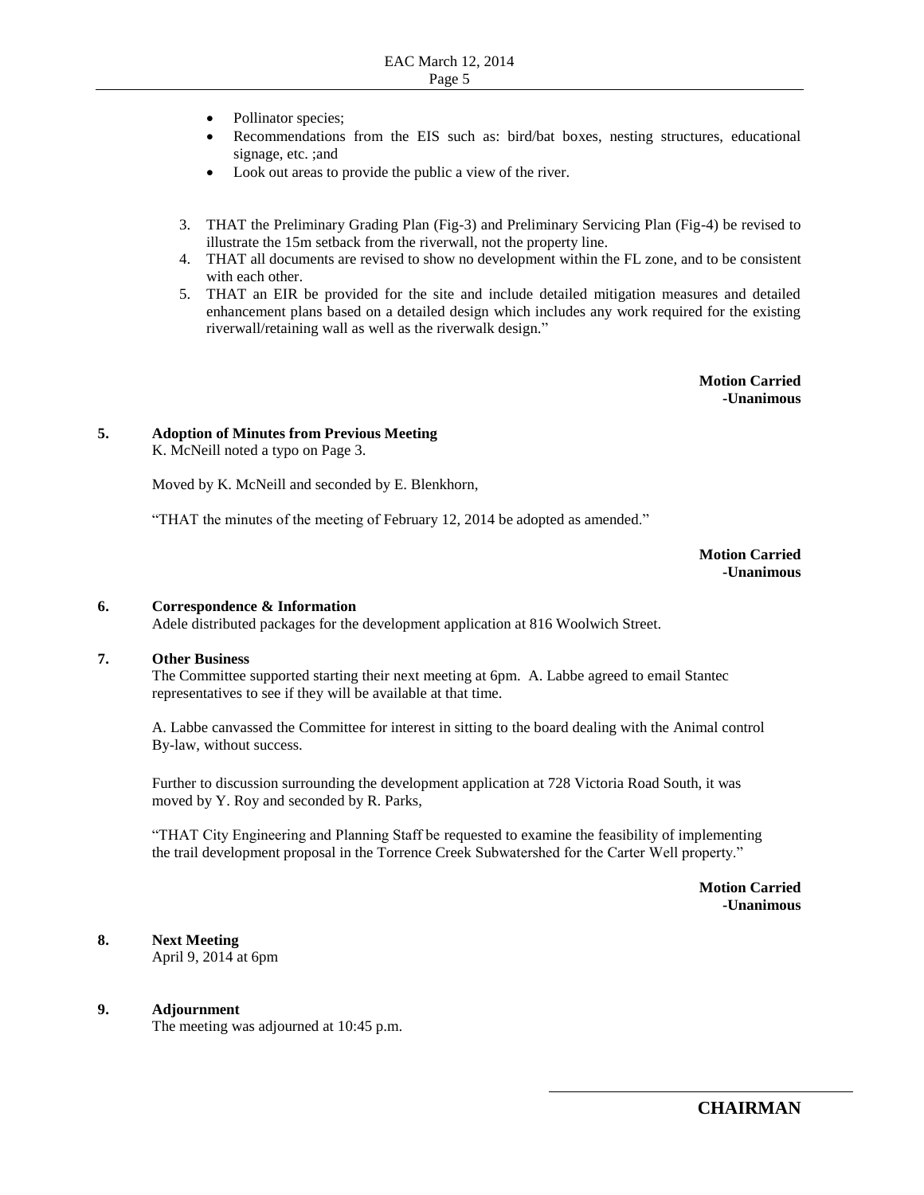- Pollinator species;
- Recommendations from the EIS such as: bird/bat boxes, nesting structures, educational signage, etc. ;and
- Look out areas to provide the public a view of the river.

3. THAT the Preliminary Grading Plan (Fig-3) and Preliminary Servicing Plan (Fig-4) be revised to illustrate the 15m setback from the riverwall, not the property line.
4. THAT all documents are revised to show no development within the FL zone, and to be consistent with each other.
5. THAT an EIR be provided for the site and include detailed mitigation measures and detailed enhancement plans based on a detailed design which includes any work required for the existing riverwall/retaining wall as well as the riverwalk design."

**Motion Carried**
**-Unanimous**

## 5. Adoption of Minutes from Previous Meeting

K. McNeill noted a typo on Page 3.

Moved by K. McNeill and seconded by E. Blenkhorn,

"THAT the minutes of the meeting of February 12, 2014 be adopted as amended."

**Motion Carried**
**-Unanimous**

## 6. Correspondence & Information

Adele distributed packages for the development application at 816 Woolwich Street.

## 7. Other Business

The Committee supported starting their next meeting at 6pm. A. Labbe agreed to email Stantec representatives to see if they will be available at that time.

A. Labbe canvassed the Committee for interest in sitting to the board dealing with the Animal control By-law, without success.

Further to discussion surrounding the development application at 728 Victoria Road South, it was moved by Y. Roy and seconded by R. Parks,

"THAT City Engineering and Planning Staff be requested to examine the feasibility of implementing the trail development proposal in the Torrence Creek Subwatershed for the Carter Well property."

**Motion Carried**
**-Unanimous**

## 8. Next Meeting

April 9, 2014 at 6pm

## 9. Adjournment

The meeting was adjourned at 10:45 p.m.

**CHAIRMAN**